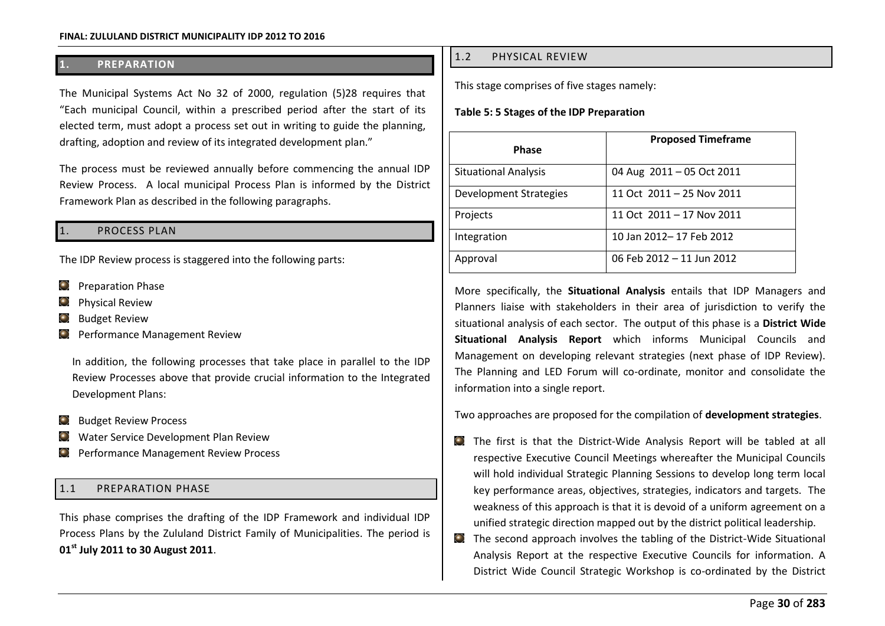## 1. PREPARATION

The Municipal Systems Act No 32 of 2000, regulation (5)28 requires that "Each municipal Council, within a prescribed period after the start of its elected term, must adopt a process set out in writing to guide the planning, drafting, adoption and review of its integrated development plan."

The process must be reviewed annually before commencing the annual IDP Review Process. A local municipal Process Plan is informed by the District Framework Plan as described in the following paragraphs.

## 1. PROCESS PLAN

The IDP Review process is staggered into the following parts:

- Preparation Phase
- Physical Review
- Budget Review
- Performance Management Review

In addition, the following processes that take place in parallel to the IDP Review Processes above that provide crucial information to the Integrated Development Plans:

- Budget Review Process
- Water Service Development Plan Review
- Performance Management Review Process

### 1.1 PREPARATION PHASE

This phase comprises the drafting of the IDP Framework and individual IDP Process Plans by the Zululand District Family of Municipalities. The period is **01st July 2011 to 30 August 2011**.

### 1.2 PHYSICAL REVIEW

This stage comprises of five stages namely:

**Table 5: 5 Stages of the IDP Preparation**

| Phase | Proposed Timeframe |
|---|---|
| Situational Analysis | 04 Aug 2011 – 05 Oct 2011 |
| Development Strategies | 11 Oct 2011 – 25 Nov 2011 |
| Projects | 11 Oct 2011 – 17 Nov 2011 |
| Integration | 10 Jan 2012– 17 Feb 2012 |
| Approval | 06 Feb 2012 – 11 Jun 2012 |

More specifically, the **Situational Analysis** entails that IDP Managers and Planners liaise with stakeholders in their area of jurisdiction to verify the situational analysis of each sector. The output of this phase is a **District Wide Situational Analysis Report** which informs Municipal Councils and Management on developing relevant strategies (next phase of IDP Review). The Planning and LED Forum will co-ordinate, monitor and consolidate the information into a single report.

Two approaches are proposed for the compilation of **development strategies**.

- The first is that the District-Wide Analysis Report will be tabled at all respective Executive Council Meetings whereafter the Municipal Councils will hold individual Strategic Planning Sessions to develop long term local key performance areas, objectives, strategies, indicators and targets. The weakness of this approach is that it is devoid of a uniform agreement on a unified strategic direction mapped out by the district political leadership.
- The second approach involves the tabling of the District-Wide Situational Analysis Report at the respective Executive Councils for information. A District Wide Council Strategic Workshop is co-ordinated by the District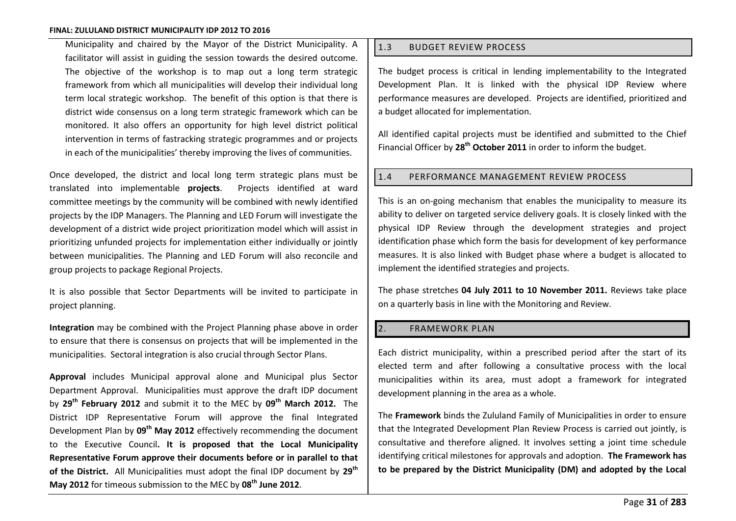Municipality and chaired by the Mayor of the District Municipality. A facilitator will assist in guiding the session towards the desired outcome. The objective of the workshop is to map out a long term strategic framework from which all municipalities will develop their individual long term local strategic workshop. The benefit of this option is that there is district wide consensus on a long term strategic framework which can be monitored. It also offers an opportunity for high level district political intervention in terms of fastracking strategic programmes and or projects in each of the municipalities' thereby improving the lives of communities.

Once developed, the district and local long term strategic plans must be translated into implementable **projects**. Projects identified at ward committee meetings by the community will be combined with newly identified projects by the IDP Managers. The Planning and LED Forum will investigate the development of a district wide project prioritization model which will assist in prioritizing unfunded projects for implementation either individually or jointly between municipalities. The Planning and LED Forum will also reconcile and group projects to package Regional Projects.

It is also possible that Sector Departments will be invited to participate in project planning.

**Integration** may be combined with the Project Planning phase above in order to ensure that there is consensus on projects that will be implemented in the municipalities. Sectoral integration is also crucial through Sector Plans.

**Approval** includes Municipal approval alone and Municipal plus Sector Department Approval. Municipalities must approve the draft IDP document by **29th February 2012** and submit it to the MEC by **09th March 2012.** The District IDP Representative Forum will approve the final Integrated Development Plan by **09th May 2012** effectively recommending the document to the Executive Council**. It is proposed that the Local Municipality Representative Forum approve their documents before or in parallel to that of the District.** All Municipalities must adopt the final IDP document by **29th May 2012** for timeous submission to the MEC by **08th June 2012**.

## 1.3 BUDGET REVIEW PROCESS

The budget process is critical in lending implementability to the Integrated Development Plan. It is linked with the physical IDP Review where performance measures are developed. Projects are identified, prioritized and a budget allocated for implementation.

All identified capital projects must be identified and submitted to the Chief Financial Officer by **28th October 2011** in order to inform the budget.

## 1.4 PERFORMANCE MANAGEMENT REVIEW PROCESS

This is an on-going mechanism that enables the municipality to measure its ability to deliver on targeted service delivery goals. It is closely linked with the physical IDP Review through the development strategies and project identification phase which form the basis for development of key performance measures. It is also linked with Budget phase where a budget is allocated to implement the identified strategies and projects.

The phase stretches **04 July 2011 to 10 November 2011.** Reviews take place on a quarterly basis in line with the Monitoring and Review.

# 2. FRAMEWORK PLAN

Each district municipality, within a prescribed period after the start of its elected term and after following a consultative process with the local municipalities within its area, must adopt a framework for integrated development planning in the area as a whole.

The **Framework** binds the Zululand Family of Municipalities in order to ensure that the Integrated Development Plan Review Process is carried out jointly, is consultative and therefore aligned. It involves setting a joint time schedule identifying critical milestones for approvals and adoption. **The Framework has to be prepared by the District Municipality (DM) and adopted by the Local**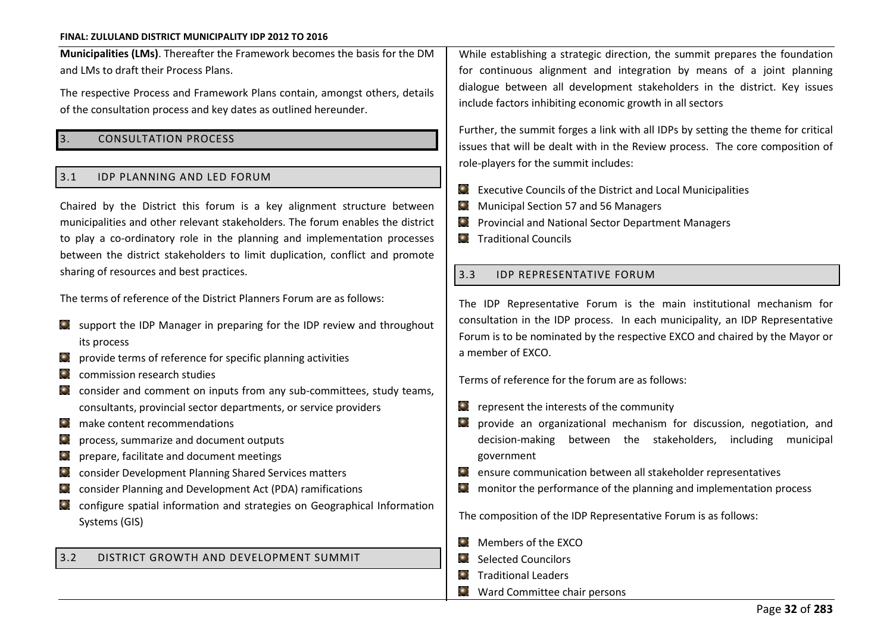**Municipalities (LMs)**. Thereafter the Framework becomes the basis for the DM and LMs to draft their Process Plans.

The respective Process and Framework Plans contain, amongst others, details of the consultation process and key dates as outlined hereunder.

## 3. CONSULTATION PROCESS

### 3.1 IDP PLANNING AND LED FORUM

Chaired by the District this forum is a key alignment structure between municipalities and other relevant stakeholders. The forum enables the district to play a co-ordinatory role in the planning and implementation processes between the district stakeholders to limit duplication, conflict and promote sharing of resources and best practices.

The terms of reference of the District Planners Forum are as follows:

- support the IDP Manager in preparing for the IDP review and throughout its process
- provide terms of reference for specific planning activities
- commission research studies
- consider and comment on inputs from any sub-committees, study teams, consultants, provincial sector departments, or service providers
- make content recommendations
- process, summarize and document outputs
- prepare, facilitate and document meetings
- consider Development Planning Shared Services matters
- consider Planning and Development Act (PDA) ramifications
- configure spatial information and strategies on Geographical Information Systems (GIS)

### 3.2 DISTRICT GROWTH AND DEVELOPMENT SUMMIT

While establishing a strategic direction, the summit prepares the foundation for continuous alignment and integration by means of a joint planning dialogue between all development stakeholders in the district. Key issues include factors inhibiting economic growth in all sectors

Further, the summit forges a link with all IDPs by setting the theme for critical issues that will be dealt with in the Review process. The core composition of role-players for the summit includes:

- Executive Councils of the District and Local Municipalities
- Municipal Section 57 and 56 Managers
- Provincial and National Sector Department Managers
- Traditional Councils

### 3.3 IDP REPRESENTATIVE FORUM

The IDP Representative Forum is the main institutional mechanism for consultation in the IDP process. In each municipality, an IDP Representative Forum is to be nominated by the respective EXCO and chaired by the Mayor or a member of EXCO.

Terms of reference for the forum are as follows:

- represent the interests of the community
- provide an organizational mechanism for discussion, negotiation, and decision-making between the stakeholders, including municipal government
- ensure communication between all stakeholder representatives
- monitor the performance of the planning and implementation process

The composition of the IDP Representative Forum is as follows:

- Members of the EXCO
- Selected Councilors
- Traditional Leaders
- Ward Committee chair persons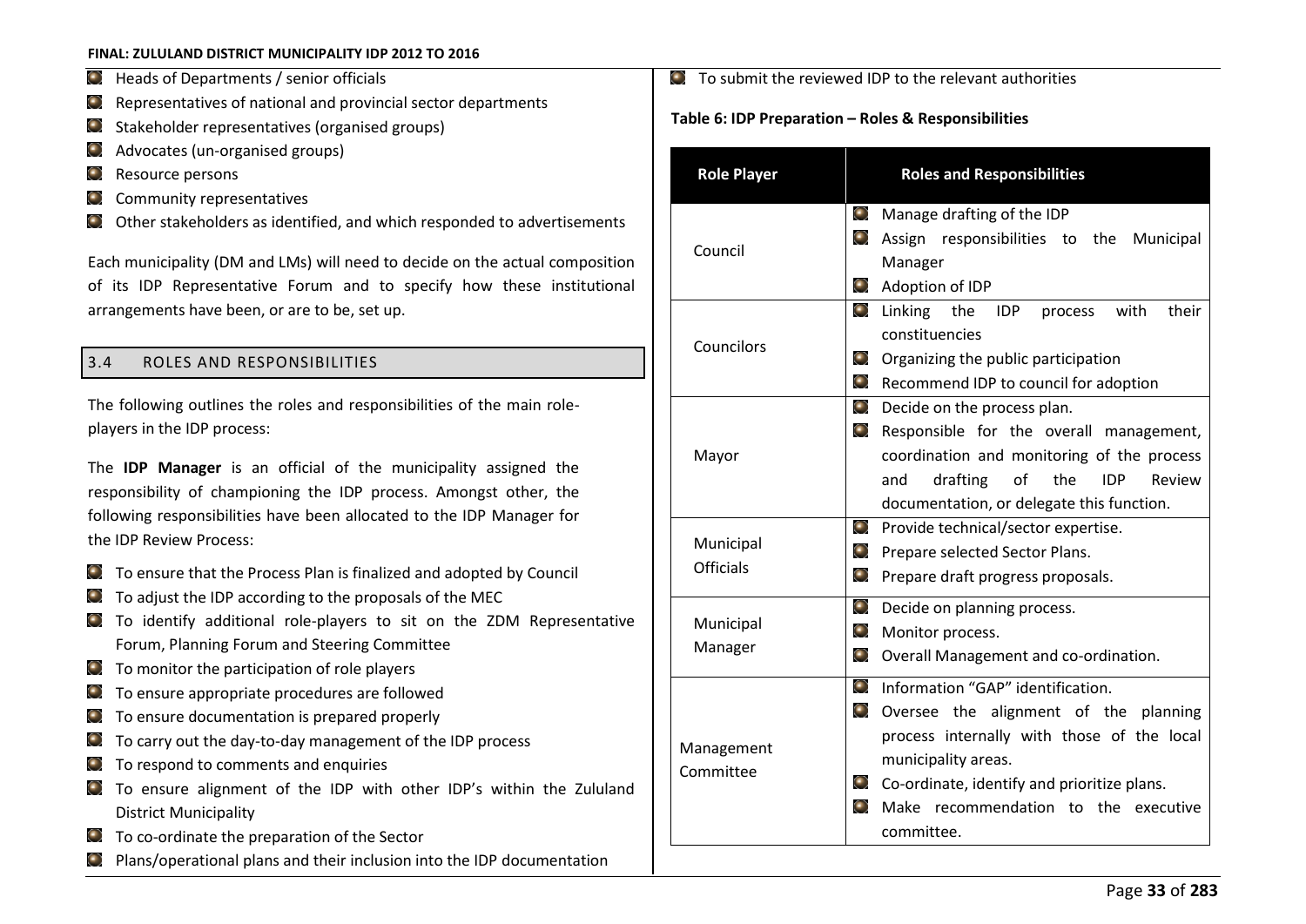- Heads of Departments / senior officials
- Representatives of national and provincial sector departments
- Stakeholder representatives (organised groups)
- Advocates (un-organised groups)
- Resource persons
- Community representatives
- Other stakeholders as identified, and which responded to advertisements

Each municipality (DM and LMs) will need to decide on the actual composition of its IDP Representative Forum and to specify how these institutional arrangements have been, or are to be, set up.

## 3.4 ROLES AND RESPONSIBILITIES

The following outlines the roles and responsibilities of the main role-players in the IDP process:

The **IDP Manager** is an official of the municipality assigned the responsibility of championing the IDP process. Amongst other, the following responsibilities have been allocated to the IDP Manager for the IDP Review Process:

- To ensure that the Process Plan is finalized and adopted by Council
- To adjust the IDP according to the proposals of the MEC
- To identify additional role-players to sit on the ZDM Representative Forum, Planning Forum and Steering Committee
- To monitor the participation of role players
- To ensure appropriate procedures are followed
- To ensure documentation is prepared properly
- To carry out the day-to-day management of the IDP process
- To respond to comments and enquiries
- To ensure alignment of the IDP with other IDP's within the Zululand District Municipality
- To co-ordinate the preparation of the Sector
- Plans/operational plans and their inclusion into the IDP documentation
- To submit the reviewed IDP to the relevant authorities

**Table 6: IDP Preparation – Roles & Responsibilities**

| Role Player | Roles and Responsibilities |
|---|---|
| Council | • Manage drafting of the IDP<br>• Assign responsibilities to the Municipal Manager<br>• Adoption of IDP |
| Councilors | • Linking the IDP process with their constituencies<br>• Organizing the public participation<br>• Recommend IDP to council for adoption |
| Mayor | • Decide on the process plan.<br>• Responsible for the overall management, coordination and monitoring of the process and drafting of the IDP Review documentation, or delegate this function. |
| Municipal Officials | • Provide technical/sector expertise.<br>• Prepare selected Sector Plans.<br>• Prepare draft progress proposals. |
| Municipal Manager | • Decide on planning process.<br>• Monitor process.<br>• Overall Management and co-ordination. |
| Management Committee | • Information "GAP" identification.<br>• Oversee the alignment of the planning process internally with those of the local municipality areas.<br>• Co-ordinate, identify and prioritize plans.<br>• Make recommendation to the executive committee. |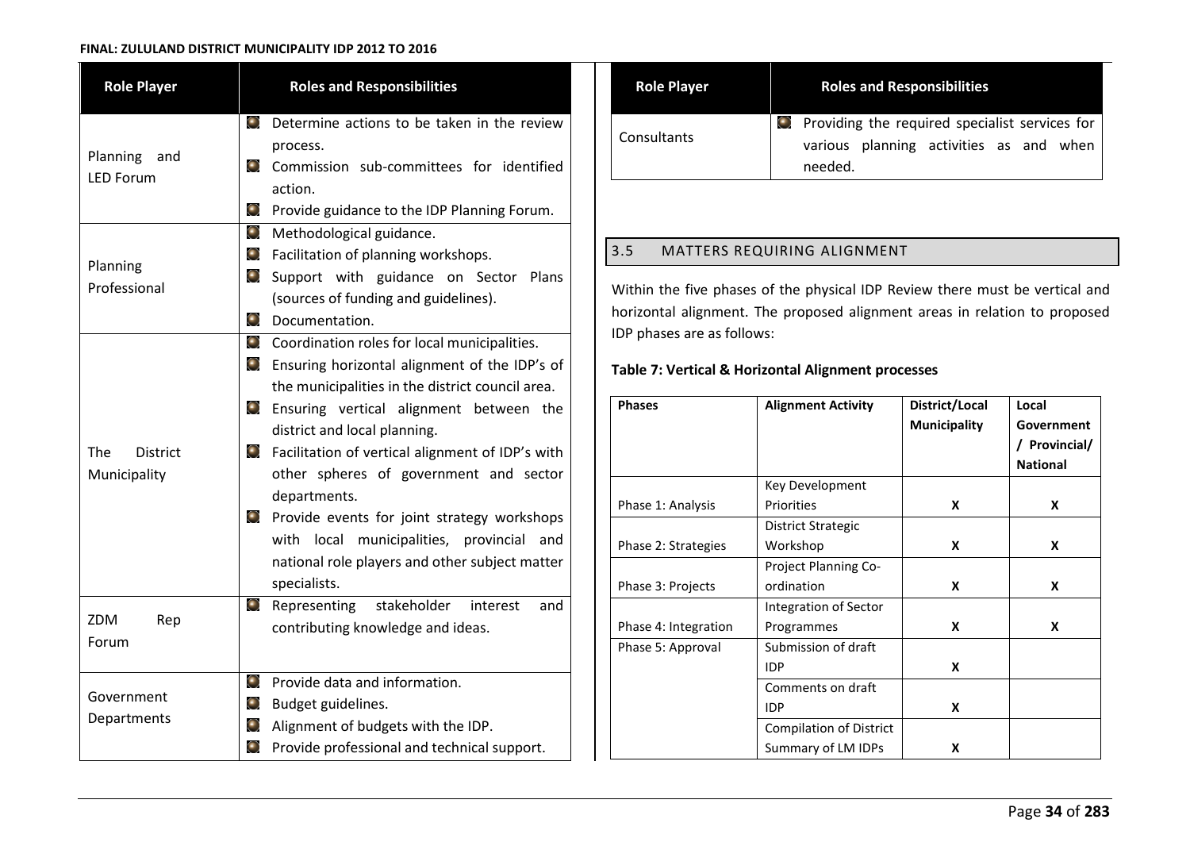| Role Player | Roles and Responsibilities |
|---|---|
| Planning and LED Forum | • Determine actions to be taken in the review process.<br>• Commission sub-committees for identified action.<br>• Provide guidance to the IDP Planning Forum. |
| Planning Professional | • Methodological guidance.<br>• Facilitation of planning workshops.<br>• Support with guidance on Sector Plans (sources of funding and guidelines).<br>• Documentation. |
| The District Municipality | • Coordination roles for local municipalities.<br>• Ensuring horizontal alignment of the IDP's of the municipalities in the district council area.<br>• Ensuring vertical alignment between the district and local planning.<br>• Facilitation of vertical alignment of IDP's with other spheres of government and sector departments.<br>• Provide events for joint strategy workshops with local municipalities, provincial and national role players and other subject matter specialists. |
| ZDM Rep Forum | • Representing stakeholder interest and contributing knowledge and ideas. |
| Government Departments | • Provide data and information.<br>• Budget guidelines.<br>• Alignment of budgets with the IDP.<br>• Provide professional and technical support. |
| Consultants | • Providing the required specialist services for various planning activities as and when needed. |

## 3.5 MATTERS REQUIRING ALIGNMENT

Within the five phases of the physical IDP Review there must be vertical and horizontal alignment. The proposed alignment areas in relation to proposed IDP phases are as follows:

**Table 7: Vertical & Horizontal Alignment processes**

| Phases | Alignment Activity | District/Local Municipality | Local Government / Provincial/ National |
|---|---|---|---|
| Phase 1: Analysis | Key Development Priorities | X | X |
| Phase 2: Strategies | District Strategic Workshop | X | X |
| Phase 3: Projects | Project Planning Co-ordination | X | X |
| Phase 4: Integration | Integration of Sector Programmes | X | X |
| Phase 5: Approval | Submission of draft IDP | X | |
| | Comments on draft IDP | X | |
| | Compilation of District Summary of LM IDPs | X | |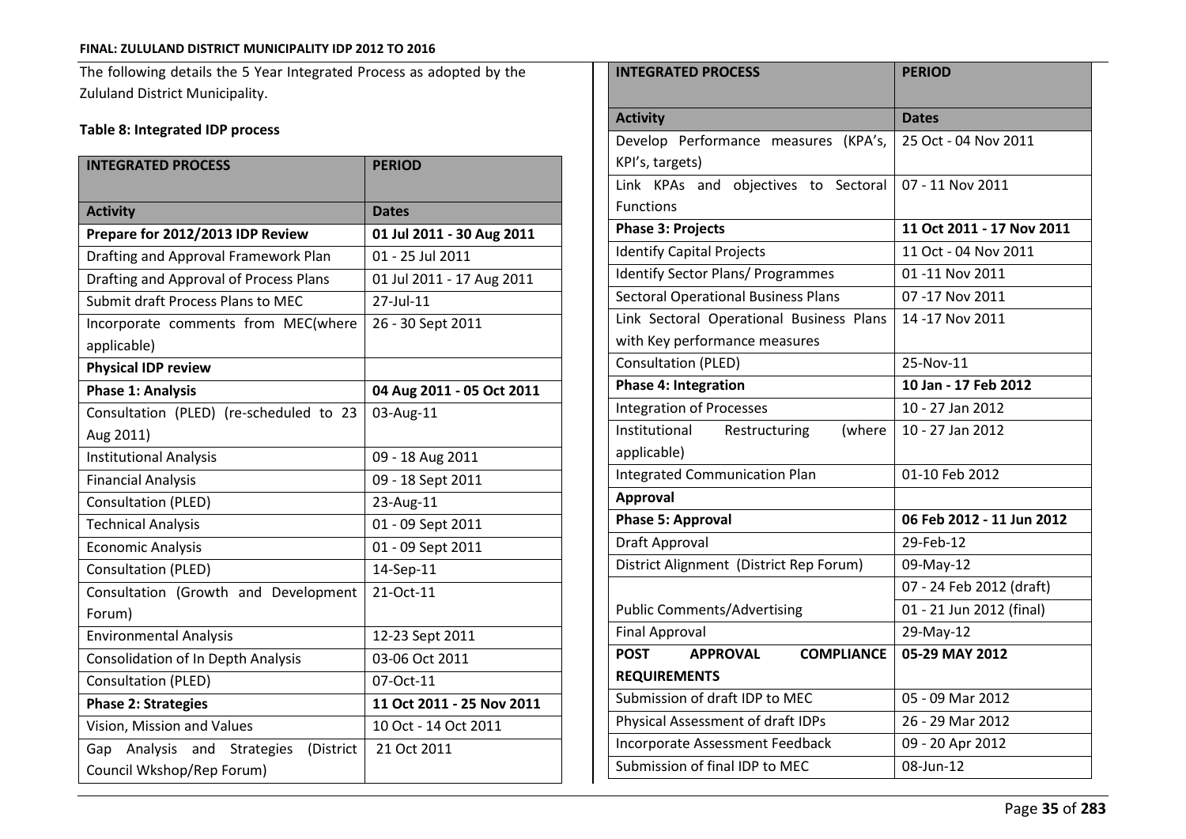The following details the 5 Year Integrated Process as adopted by the Zululand District Municipality.

**Table 8: Integrated IDP process**

| INTEGRATED PROCESS | PERIOD |
|---|---|
| **Activity** | **Dates** |
| **Prepare for 2012/2013 IDP Review** | **01 Jul 2011 - 30 Aug 2011** |
| Drafting and Approval Framework Plan | 01 - 25 Jul 2011 |
| Drafting and Approval of Process Plans | 01 Jul 2011 - 17 Aug 2011 |
| Submit draft Process Plans to MEC | 27-Jul-11 |
| Incorporate comments from MEC(where applicable) | 26 - 30 Sept 2011 |
| **Physical IDP review** | |
| **Phase 1: Analysis** | **04 Aug 2011 - 05 Oct 2011** |
| Consultation (PLED) (re-scheduled to 23 Aug 2011) | 03-Aug-11 |
| Institutional Analysis | 09 - 18 Aug 2011 |
| Financial Analysis | 09 - 18 Sept 2011 |
| Consultation (PLED) | 23-Aug-11 |
| Technical Analysis | 01 - 09 Sept 2011 |
| Economic Analysis | 01 - 09 Sept 2011 |
| Consultation (PLED) | 14-Sep-11 |
| Consultation (Growth and Development Forum) | 21-Oct-11 |
| Environmental Analysis | 12-23 Sept 2011 |
| Consolidation of In Depth Analysis | 03-06 Oct 2011 |
| Consultation (PLED) | 07-Oct-11 |
| **Phase 2: Strategies** | **11 Oct 2011 - 25 Nov 2011** |
| Vision, Mission and Values | 10 Oct - 14 Oct 2011 |
| Gap Analysis and Strategies (District Council Wkshop/Rep Forum) | 21 Oct 2011 |
| Develop Performance measures (KPA's, KPI's, targets) | 25 Oct - 04 Nov 2011 |
| Link KPAs and objectives to Sectoral Functions | 07 - 11 Nov 2011 |
| **Phase 3: Projects** | **11 Oct 2011 - 17 Nov 2011** |
| Identify Capital Projects | 11 Oct - 04 Nov 2011 |
| Identify Sector Plans/ Programmes | 01 -11 Nov 2011 |
| Sectoral Operational Business Plans | 07 -17 Nov 2011 |
| Link Sectoral Operational Business Plans with Key performance measures | 14 -17 Nov 2011 |
| Consultation (PLED) | 25-Nov-11 |
| **Phase 4: Integration** | **10 Jan - 17 Feb 2012** |
| Integration of Processes | 10 - 27 Jan 2012 |
| Institutional Restructuring (where applicable) | 10 - 27 Jan 2012 |
| Integrated Communication Plan | 01-10 Feb 2012 |
| **Approval** | |
| **Phase 5: Approval** | **06 Feb 2012 - 11 Jun 2012** |
| Draft Approval | 29-Feb-12 |
| District Alignment (District Rep Forum) | 09-May-12 |
| Public Comments/Advertising | 07 - 24 Feb 2012 (draft)<br>01 - 21 Jun 2012 (final) |
| Final Approval | 29-May-12 |
| **POST APPROVAL COMPLIANCE REQUIREMENTS** | **05-29 MAY 2012** |
| Submission of draft IDP to MEC | 05 - 09 Mar 2012 |
| Physical Assessment of draft IDPs | 26 - 29 Mar 2012 |
| Incorporate Assessment Feedback | 09 - 20 Apr 2012 |
| Submission of final IDP to MEC | 08-Jun-12 |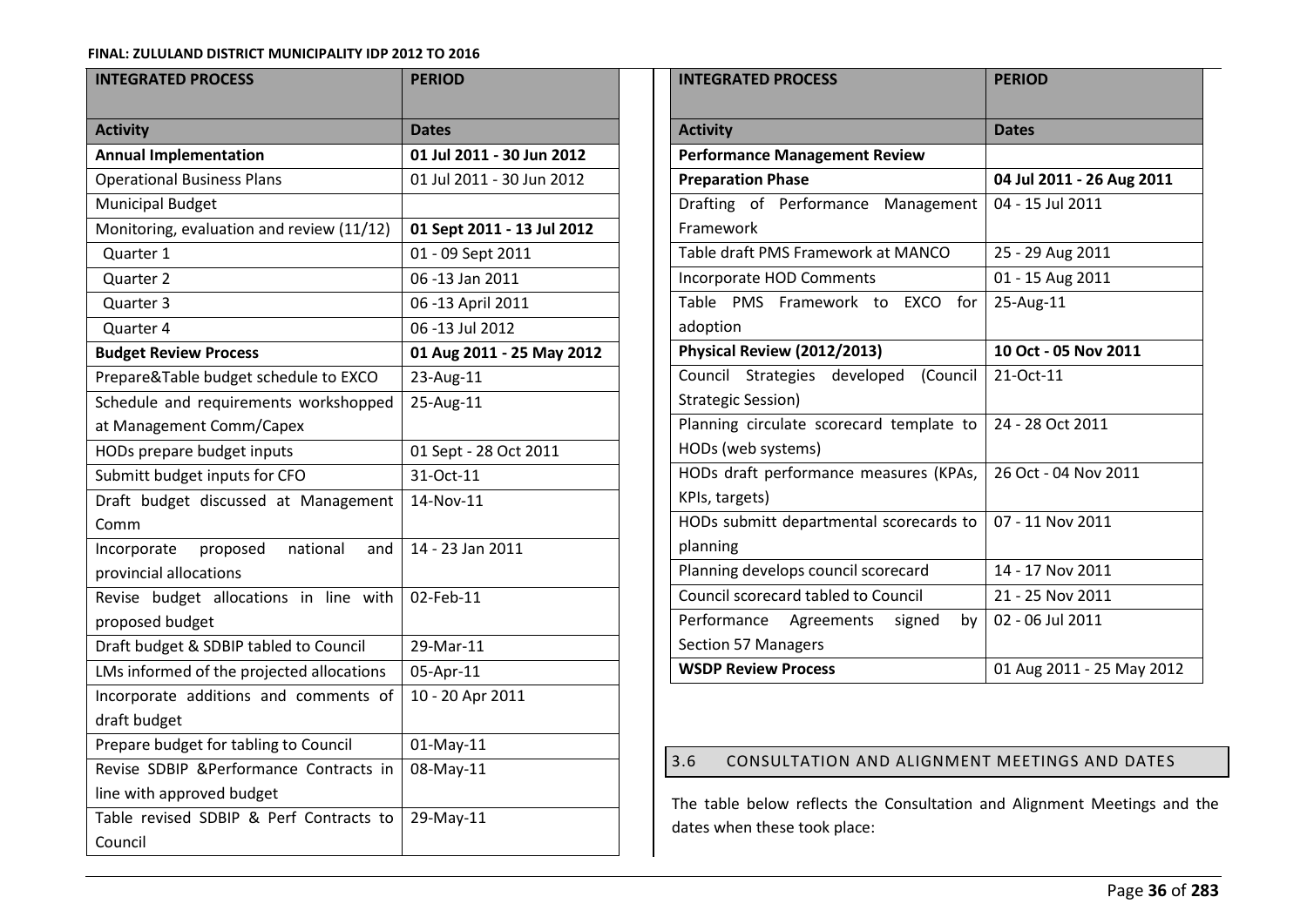| INTEGRATED PROCESS | PERIOD |
|---|---|
| **Activity** | **Dates** |
| **Annual Implementation** | **01 Jul 2011 - 30 Jun 2012** |
| Operational Business Plans | 01 Jul 2011 - 30 Jun 2012 |
| Municipal Budget | |
| Monitoring, evaluation and review (11/12) | **01 Sept 2011 - 13 Jul 2012** |
| Quarter 1 | 01 - 09 Sept 2011 |
| Quarter 2 | 06 -13 Jan 2011 |
| Quarter 3 | 06 -13 April 2011 |
| Quarter 4 | 06 -13 Jul 2012 |
| **Budget Review Process** | **01 Aug 2011 - 25 May 2012** |
| Prepare&Table budget schedule to EXCO | 23-Aug-11 |
| Schedule and requirements workshopped at Management Comm/Capex | 25-Aug-11 |
| HODs prepare budget inputs | 01 Sept - 28 Oct 2011 |
| Submitt budget inputs for CFO | 31-Oct-11 |
| Draft budget discussed at Management Comm | 14-Nov-11 |
| Incorporate proposed national and provincial allocations | 14 - 23 Jan 2011 |
| Revise budget allocations in line with proposed budget | 02-Feb-11 |
| Draft budget & SDBIP tabled to Council | 29-Mar-11 |
| LMs informed of the projected allocations | 05-Apr-11 |
| Incorporate additions and comments of draft budget | 10 - 20 Apr 2011 |
| Prepare budget for tabling to Council | 01-May-11 |
| Revise SDBIP &Performance Contracts in line with approved budget | 08-May-11 |
| Table revised SDBIP & Perf Contracts to Council | 29-May-11 |

| INTEGRATED PROCESS | PERIOD |
|---|---|
| **Activity** | **Dates** |
| **Performance Management Review** | |
| **Preparation Phase** | **04 Jul 2011 - 26 Aug 2011** |
| Drafting of Performance Management Framework | 04 - 15 Jul 2011 |
| Table draft PMS Framework at MANCO | 25 - 29 Aug 2011 |
| Incorporate HOD Comments | 01 - 15 Aug 2011 |
| Table PMS Framework to EXCO for adoption | 25-Aug-11 |
| **Physical Review (2012/2013)** | **10 Oct - 05 Nov 2011** |
| Council Strategies developed (Council Strategic Session) | 21-Oct-11 |
| Planning circulate scorecard template to HODs (web systems) | 24 - 28 Oct 2011 |
| HODs draft performance measures (KPAs, KPIs, targets) | 26 Oct - 04 Nov 2011 |
| HODs submitt departmental scorecards to planning | 07 - 11 Nov 2011 |
| Planning develops council scorecard | 14 - 17 Nov 2011 |
| Council scorecard tabled to Council | 21 - 25 Nov 2011 |
| Performance Agreements signed by Section 57 Managers | 02 - 06 Jul 2011 |
| **WSDP Review Process** | 01 Aug 2011 - 25 May 2012 |

## 3.6 CONSULTATION AND ALIGNMENT MEETINGS AND DATES

The table below reflects the Consultation and Alignment Meetings and the dates when these took place: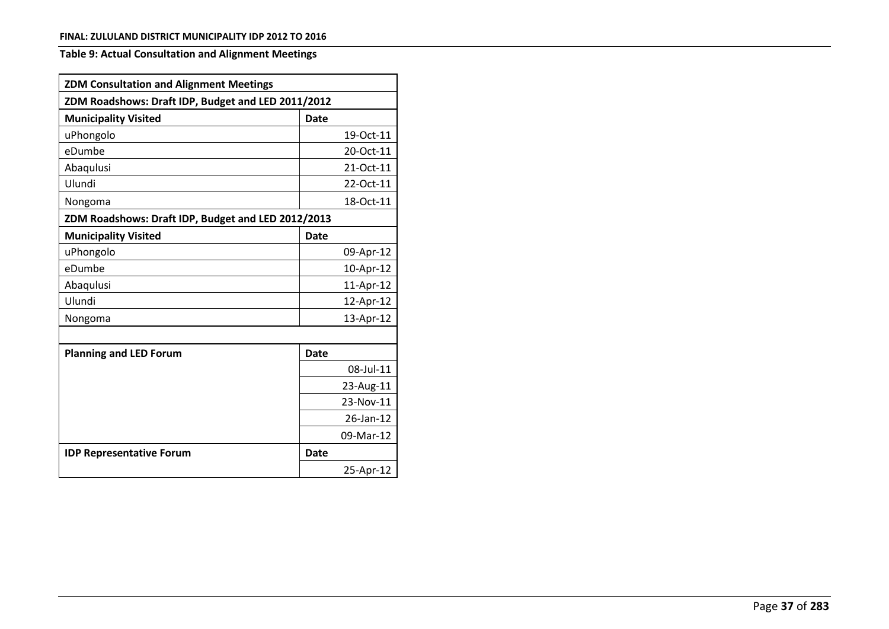**Table 9: Actual Consultation and Alignment Meetings**

| ZDM Consultation and Alignment Meetings | |
|---|---|
| **ZDM Roadshows: Draft IDP, Budget and LED 2011/2012** | |
| **Municipality Visited** | **Date** |
| uPhongolo | 19-Oct-11 |
| eDumbe | 20-Oct-11 |
| Abaqulusi | 21-Oct-11 |
| Ulundi | 22-Oct-11 |
| Nongoma | 18-Oct-11 |
| **ZDM Roadshows: Draft IDP, Budget and LED 2012/2013** | |
| **Municipality Visited** | **Date** |
| uPhongolo | 09-Apr-12 |
| eDumbe | 10-Apr-12 |
| Abaqulusi | 11-Apr-12 |
| Ulundi | 12-Apr-12 |
| Nongoma | 13-Apr-12 |
| | |
| **Planning and LED Forum** | **Date** |
| | 08-Jul-11 |
| | 23-Aug-11 |
| | 23-Nov-11 |
| | 26-Jan-12 |
| | 09-Mar-12 |
| **IDP Representative Forum** | **Date** |
| | 25-Apr-12 |